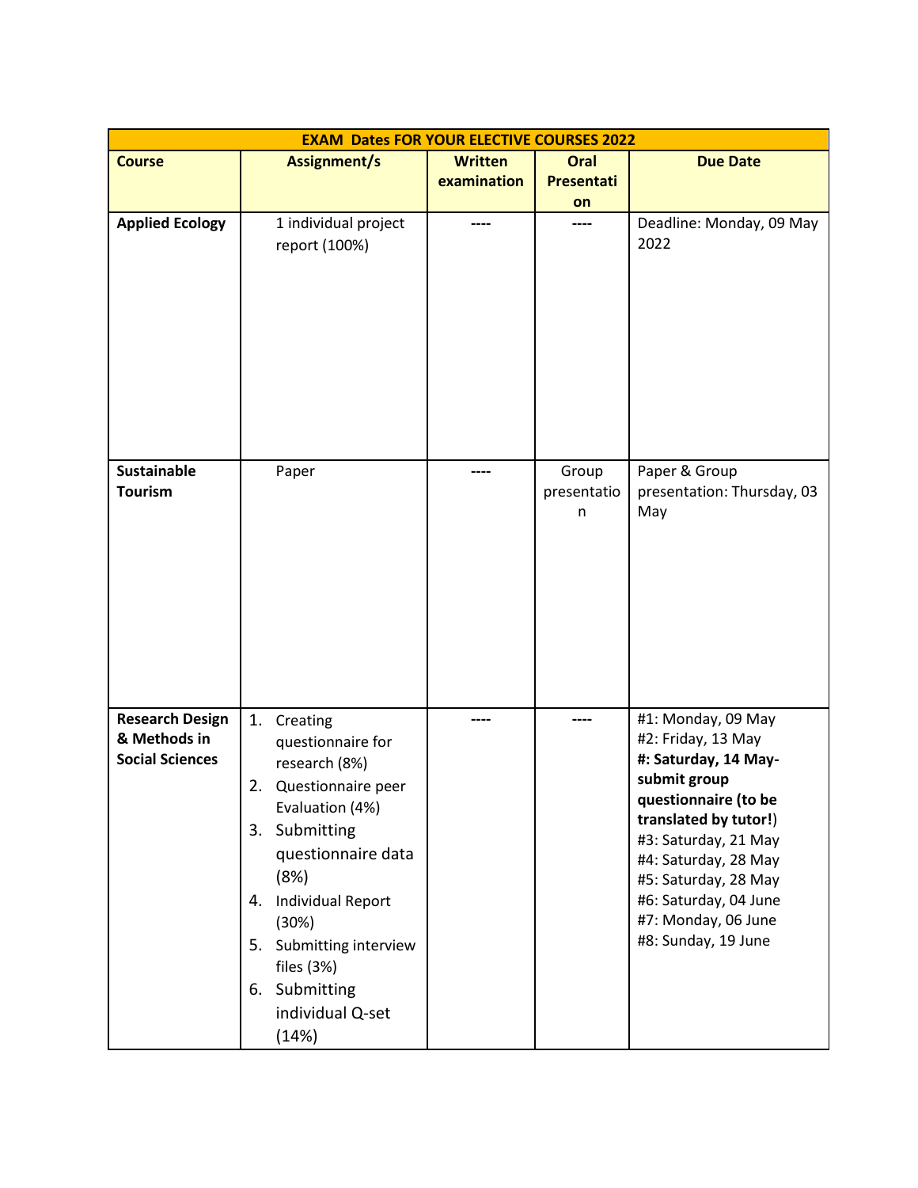| EXAM Dates FOR YOUR ELECTIVE COURSES 2022 | | | | |
|---|---|---|---|---|
| **Course** | **Assignment/s** | **Written examination** | **Oral Presentation** | **Due Date** |
| **Applied Ecology** | 1 individual project report (100%) | ---- | ---- | Deadline: Monday, 09 May 2022 |
| **Sustainable Tourism** | Paper | ---- | Group presentation | Paper & Group presentation: Thursday, 03 May |
| **Research Design & Methods in Social Sciences** | 1. Creating questionnaire for research (8%)<br>2. Questionnaire peer Evaluation (4%)<br>3. Submitting questionnaire data (8%)<br>4. Individual Report (30%)<br>5. Submitting interview files (3%)<br>6. Submitting individual Q-set (14%) | ---- | ---- | #1: Monday, 09 May<br>#2: Friday, 13 May<br>**#: Saturday, 14 May- submit group questionnaire (to be translated by tutor!)**<br>#3: Saturday, 21 May<br>#4: Saturday, 28 May<br>#5: Saturday, 28 May<br>#6: Saturday, 04 June<br>#7: Monday, 06 June<br>#8: Sunday, 19 June |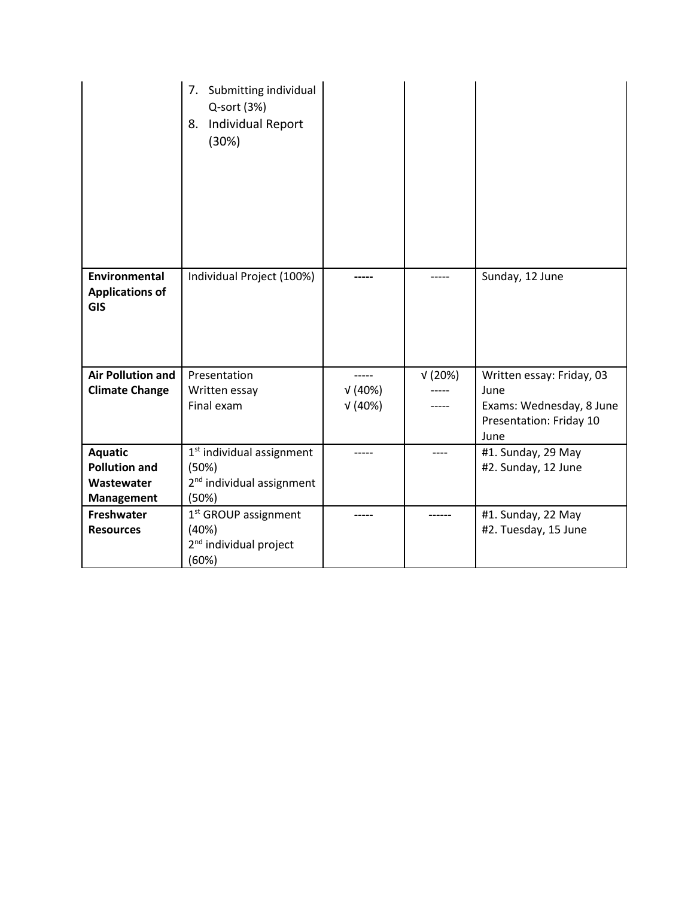| | | | | |
|---|---|---|---|---|
| | 7. Submitting individual Q-sort (3%)<br>8. Individual Report (30%) | | | |
| **Environmental Applications of GIS** | Individual Project (100%) | ----- | ----- | Sunday, 12 June |
| **Air Pollution and Climate Change** | Presentation<br>Written essay<br>Final exam | -----<br>√ (40%)<br>√ (40%) | √ (20%)<br>-----<br>----- | Written essay: Friday, 03 June<br>Exams: Wednesday, 8 June<br>Presentation: Friday 10 June |
| **Aquatic Pollution and Wastewater Management** | 1st individual assignment (50%)<br>2nd individual assignment (50%) | ----- | ---- | #1. Sunday, 29 May<br>#2. Sunday, 12 June |
| **Freshwater Resources** | 1st GROUP assignment (40%)<br>2nd individual project (60%) | ----- | ------ | #1. Sunday, 22 May<br>#2. Tuesday, 15 June |